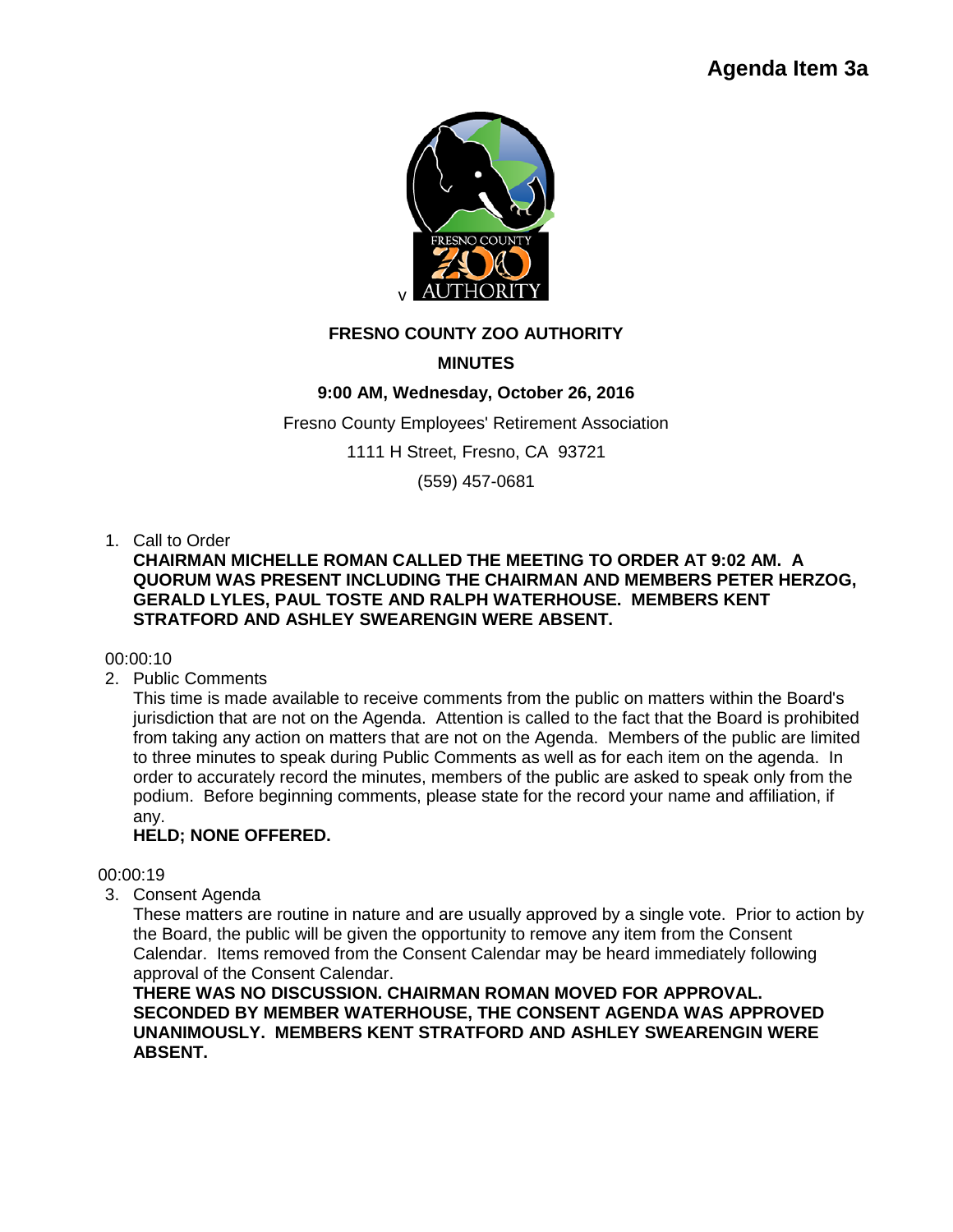Agenda Item 3a

v

**FRESNO COUNTY ZOO AUTHORITY**

**MINUTES**

**9:00 AM, Wednesday, October 26, 2016**

Fresno County Employees' Retirement Association

1111 H Street, Fresno, CA 93721

(559) 457-0681

1. Call to Order
   **CHAIRMAN MICHELLE ROMAN CALLED THE MEETING TO ORDER AT 9:02 AM. A QUORUM WAS PRESENT INCLUDING THE CHAIRMAN AND MEMBERS PETER HERZOG, GERALD LYLES, PAUL TOSTE AND RALPH WATERHOUSE. MEMBERS KENT STRATFORD AND ASHLEY SWEARENGIN WERE ABSENT.**

00:00:10

2. Public Comments
   This time is made available to receive comments from the public on matters within the Board's jurisdiction that are not on the Agenda. Attention is called to the fact that the Board is prohibited from taking any action on matters that are not on the Agenda. Members of the public are limited to three minutes to speak during Public Comments as well as for each item on the agenda. In order to accurately record the minutes, members of the public are asked to speak only from the podium. Before beginning comments, please state for the record your name and affiliation, if any.
   **HELD; NONE OFFERED.**

00:00:19

3. Consent Agenda
   These matters are routine in nature and are usually approved by a single vote. Prior to action by the Board, the public will be given the opportunity to remove any item from the Consent Calendar. Items removed from the Consent Calendar may be heard immediately following approval of the Consent Calendar.
   **THERE WAS NO DISCUSSION. CHAIRMAN ROMAN MOVED FOR APPROVAL. SECONDED BY MEMBER WATERHOUSE, THE CONSENT AGENDA WAS APPROVED UNANIMOUSLY. MEMBERS KENT STRATFORD AND ASHLEY SWEARENGIN WERE ABSENT.**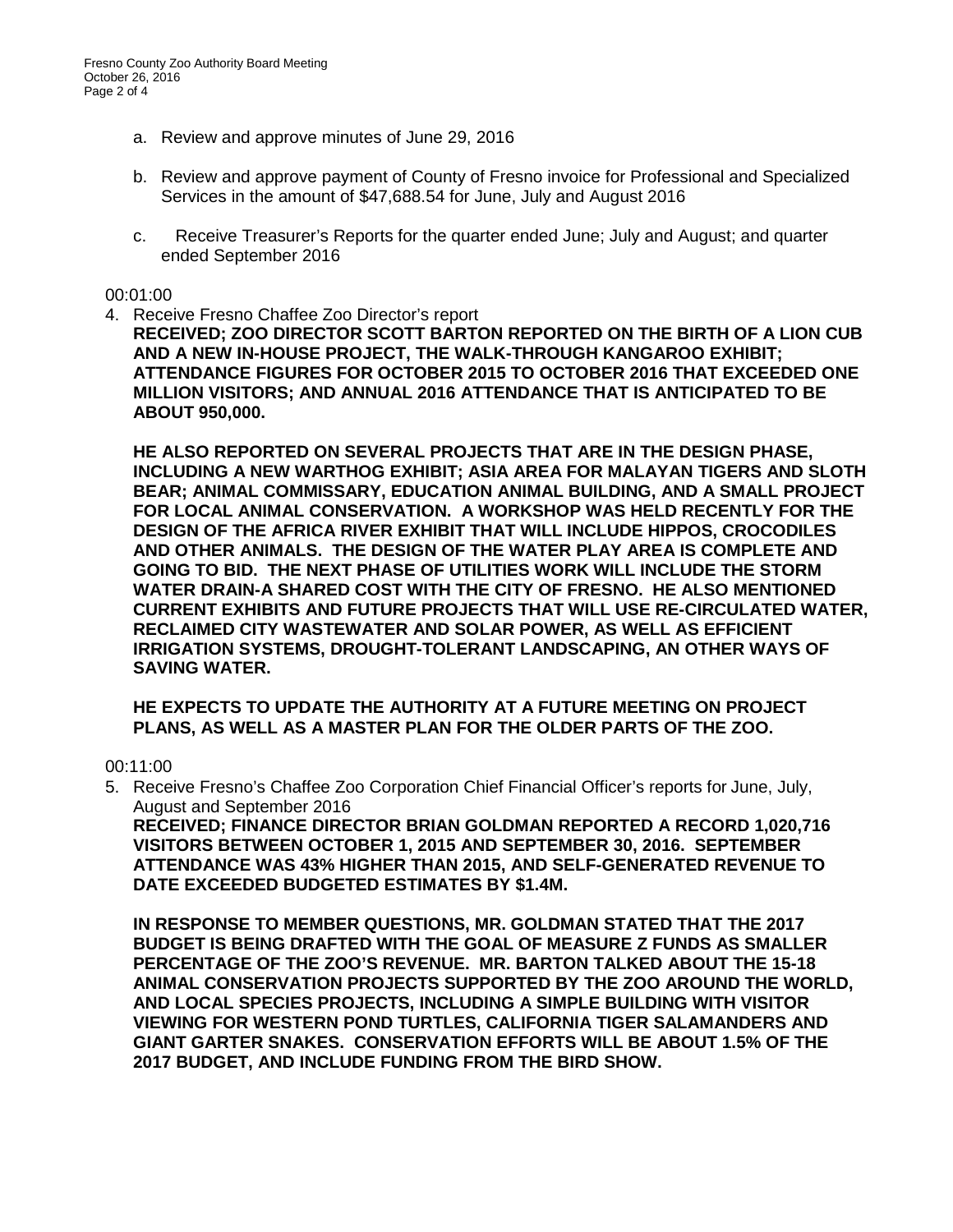a. Review and approve minutes of June 29, 2016

b. Review and approve payment of County of Fresno invoice for Professional and Specialized Services in the amount of $47,688.54 for June, July and August 2016

c. Receive Treasurer's Reports for the quarter ended June; July and August; and quarter ended September 2016

00:01:00

4. Receive Fresno Chaffee Zoo Director's report

   **RECEIVED; ZOO DIRECTOR SCOTT BARTON REPORTED ON THE BIRTH OF A LION CUB AND A NEW IN-HOUSE PROJECT, THE WALK-THROUGH KANGAROO EXHIBIT; ATTENDANCE FIGURES FOR OCTOBER 2015 TO OCTOBER 2016 THAT EXCEEDED ONE MILLION VISITORS; AND ANNUAL 2016 ATTENDANCE THAT IS ANTICIPATED TO BE ABOUT 950,000.**

   **HE ALSO REPORTED ON SEVERAL PROJECTS THAT ARE IN THE DESIGN PHASE, INCLUDING A NEW WARTHOG EXHIBIT; ASIA AREA FOR MALAYAN TIGERS AND SLOTH BEAR; ANIMAL COMMISSARY, EDUCATION ANIMAL BUILDING, AND A SMALL PROJECT FOR LOCAL ANIMAL CONSERVATION. A WORKSHOP WAS HELD RECENTLY FOR THE DESIGN OF THE AFRICA RIVER EXHIBIT THAT WILL INCLUDE HIPPOS, CROCODILES AND OTHER ANIMALS. THE DESIGN OF THE WATER PLAY AREA IS COMPLETE AND GOING TO BID. THE NEXT PHASE OF UTILITIES WORK WILL INCLUDE THE STORM WATER DRAIN-A SHARED COST WITH THE CITY OF FRESNO. HE ALSO MENTIONED CURRENT EXHIBITS AND FUTURE PROJECTS THAT WILL USE RE-CIRCULATED WATER, RECLAIMED CITY WASTEWATER AND SOLAR POWER, AS WELL AS EFFICIENT IRRIGATION SYSTEMS, DROUGHT-TOLERANT LANDSCAPING, AN OTHER WAYS OF SAVING WATER.**

   **HE EXPECTS TO UPDATE THE AUTHORITY AT A FUTURE MEETING ON PROJECT PLANS, AS WELL AS A MASTER PLAN FOR THE OLDER PARTS OF THE ZOO.**

00:11:00

5. Receive Fresno's Chaffee Zoo Corporation Chief Financial Officer's reports for June, July, August and September 2016

   **RECEIVED; FINANCE DIRECTOR BRIAN GOLDMAN REPORTED A RECORD 1,020,716 VISITORS BETWEEN OCTOBER 1, 2015 AND SEPTEMBER 30, 2016. SEPTEMBER ATTENDANCE WAS 43% HIGHER THAN 2015, AND SELF-GENERATED REVENUE TO DATE EXCEEDED BUDGETED ESTIMATES BY $1.4M.**

   **IN RESPONSE TO MEMBER QUESTIONS, MR. GOLDMAN STATED THAT THE 2017 BUDGET IS BEING DRAFTED WITH THE GOAL OF MEASURE Z FUNDS AS SMALLER PERCENTAGE OF THE ZOO'S REVENUE. MR. BARTON TALKED ABOUT THE 15-18 ANIMAL CONSERVATION PROJECTS SUPPORTED BY THE ZOO AROUND THE WORLD, AND LOCAL SPECIES PROJECTS, INCLUDING A SIMPLE BUILDING WITH VISITOR VIEWING FOR WESTERN POND TURTLES, CALIFORNIA TIGER SALAMANDERS AND GIANT GARTER SNAKES. CONSERVATION EFFORTS WILL BE ABOUT 1.5% OF THE 2017 BUDGET, AND INCLUDE FUNDING FROM THE BIRD SHOW.**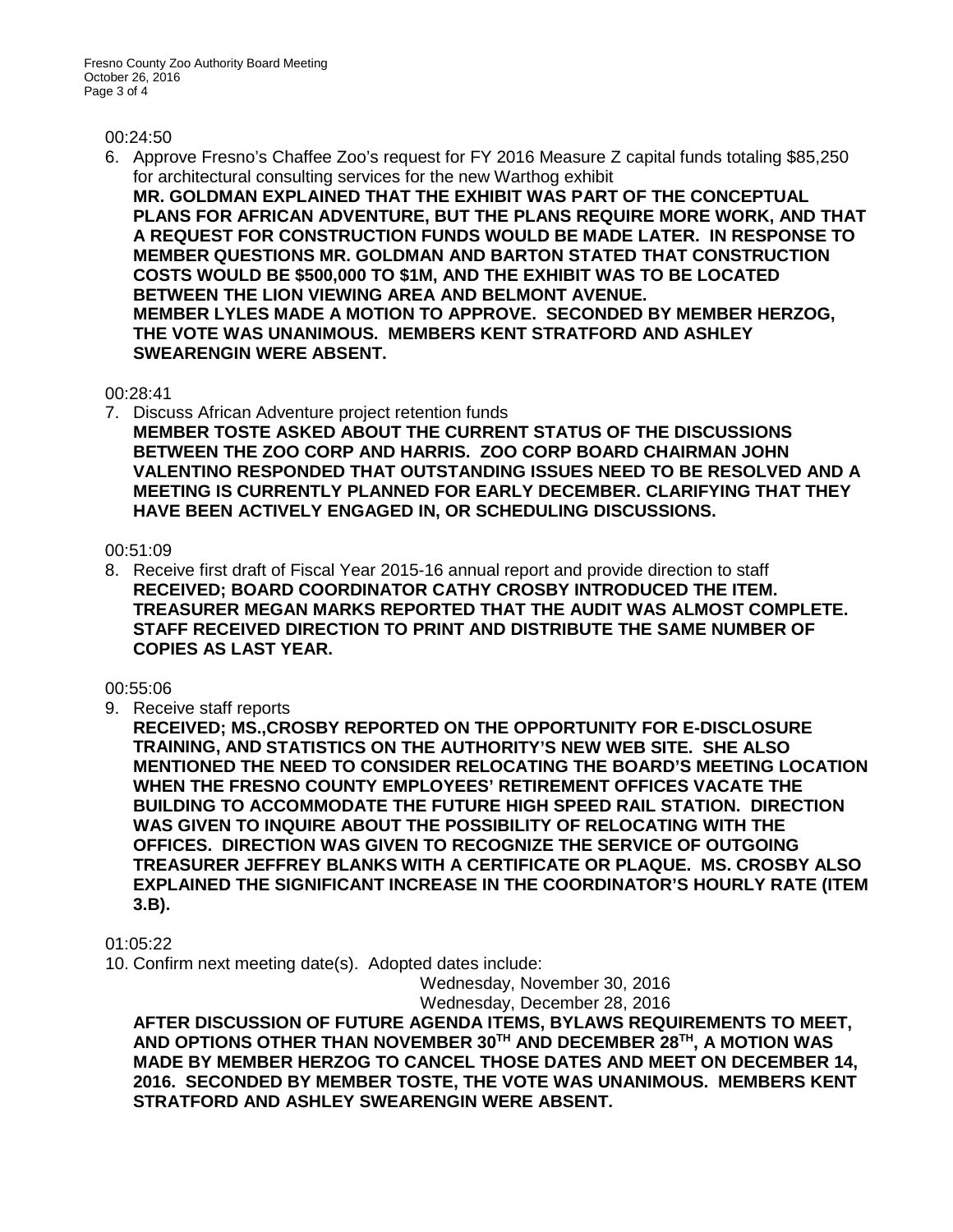00:24:50

6. Approve Fresno's Chaffee Zoo's request for FY 2016 Measure Z capital funds totaling $85,250 for architectural consulting services for the new Warthog exhibit
**MR. GOLDMAN EXPLAINED THAT THE EXHIBIT WAS PART OF THE CONCEPTUAL PLANS FOR AFRICAN ADVENTURE, BUT THE PLANS REQUIRE MORE WORK, AND THAT A REQUEST FOR CONSTRUCTION FUNDS WOULD BE MADE LATER. IN RESPONSE TO MEMBER QUESTIONS MR. GOLDMAN AND BARTON STATED THAT CONSTRUCTION COSTS WOULD BE $500,000 TO $1M, AND THE EXHIBIT WAS TO BE LOCATED BETWEEN THE LION VIEWING AREA AND BELMONT AVENUE.**
**MEMBER LYLES MADE A MOTION TO APPROVE. SECONDED BY MEMBER HERZOG, THE VOTE WAS UNANIMOUS. MEMBERS KENT STRATFORD AND ASHLEY SWEARENGIN WERE ABSENT.**

00:28:41

7. Discuss African Adventure project retention funds
**MEMBER TOSTE ASKED ABOUT THE CURRENT STATUS OF THE DISCUSSIONS BETWEEN THE ZOO CORP AND HARRIS. ZOO CORP BOARD CHAIRMAN JOHN VALENTINO RESPONDED THAT OUTSTANDING ISSUES NEED TO BE RESOLVED AND A MEETING IS CURRENTLY PLANNED FOR EARLY DECEMBER. CLARIFYING THAT THEY HAVE BEEN ACTIVELY ENGAGED IN, OR SCHEDULING DISCUSSIONS.**

00:51:09

8. Receive first draft of Fiscal Year 2015-16 annual report and provide direction to staff
**RECEIVED; BOARD COORDINATOR CATHY CROSBY INTRODUCED THE ITEM. TREASURER MEGAN MARKS REPORTED THAT THE AUDIT WAS ALMOST COMPLETE. STAFF RECEIVED DIRECTION TO PRINT AND DISTRIBUTE THE SAME NUMBER OF COPIES AS LAST YEAR.**

00:55:06

9. Receive staff reports
**RECEIVED; MS.,CROSBY REPORTED ON THE OPPORTUNITY FOR E-DISCLOSURE TRAINING, AND STATISTICS ON THE AUTHORITY'S NEW WEB SITE. SHE ALSO MENTIONED THE NEED TO CONSIDER RELOCATING THE BOARD'S MEETING LOCATION WHEN THE FRESNO COUNTY EMPLOYEES' RETIREMENT OFFICES VACATE THE BUILDING TO ACCOMMODATE THE FUTURE HIGH SPEED RAIL STATION. DIRECTION WAS GIVEN TO INQUIRE ABOUT THE POSSIBILITY OF RELOCATING WITH THE OFFICES. DIRECTION WAS GIVEN TO RECOGNIZE THE SERVICE OF OUTGOING TREASURER JEFFREY BLANKS WITH A CERTIFICATE OR PLAQUE. MS. CROSBY ALSO EXPLAINED THE SIGNIFICANT INCREASE IN THE COORDINATOR'S HOURLY RATE (ITEM 3.B).**

01:05:22

10. Confirm next meeting date(s). Adopted dates include:
Wednesday, November 30, 2016
Wednesday, December 28, 2016
**AFTER DISCUSSION OF FUTURE AGENDA ITEMS, BYLAWS REQUIREMENTS TO MEET, AND OPTIONS OTHER THAN NOVEMBER 30TH AND DECEMBER 28TH, A MOTION WAS MADE BY MEMBER HERZOG TO CANCEL THOSE DATES AND MEET ON DECEMBER 14, 2016. SECONDED BY MEMBER TOSTE, THE VOTE WAS UNANIMOUS. MEMBERS KENT STRATFORD AND ASHLEY SWEARENGIN WERE ABSENT.**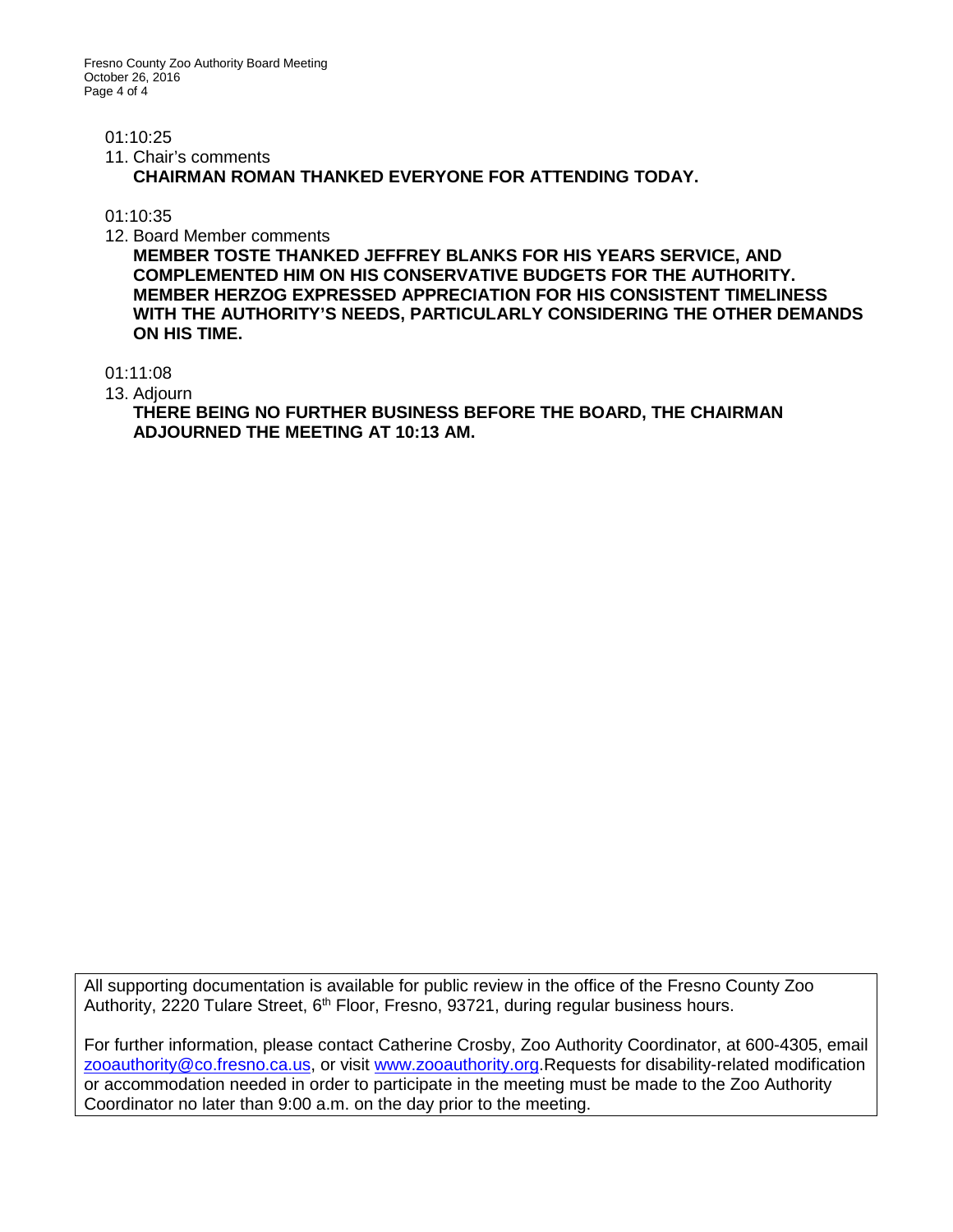01:10:25

11. Chair's comments

**CHAIRMAN ROMAN THANKED EVERYONE FOR ATTENDING TODAY.**

01:10:35

12. Board Member comments

**MEMBER TOSTE THANKED JEFFREY BLANKS FOR HIS YEARS SERVICE, AND COMPLEMENTED HIM ON HIS CONSERVATIVE BUDGETS FOR THE AUTHORITY. MEMBER HERZOG EXPRESSED APPRECIATION FOR HIS CONSISTENT TIMELINESS WITH THE AUTHORITY'S NEEDS, PARTICULARLY CONSIDERING THE OTHER DEMANDS ON HIS TIME.**

01:11:08

13. Adjourn

**THERE BEING NO FURTHER BUSINESS BEFORE THE BOARD, THE CHAIRMAN ADJOURNED THE MEETING AT 10:13 AM.**

All supporting documentation is available for public review in the office of the Fresno County Zoo Authority, 2220 Tulare Street, 6th Floor, Fresno, 93721, during regular business hours.

For further information, please contact Catherine Crosby, Zoo Authority Coordinator, at 600-4305, email zooauthority@co.fresno.ca.us, or visit www.zooauthority.org.Requests for disability-related modification or accommodation needed in order to participate in the meeting must be made to the Zoo Authority Coordinator no later than 9:00 a.m. on the day prior to the meeting.